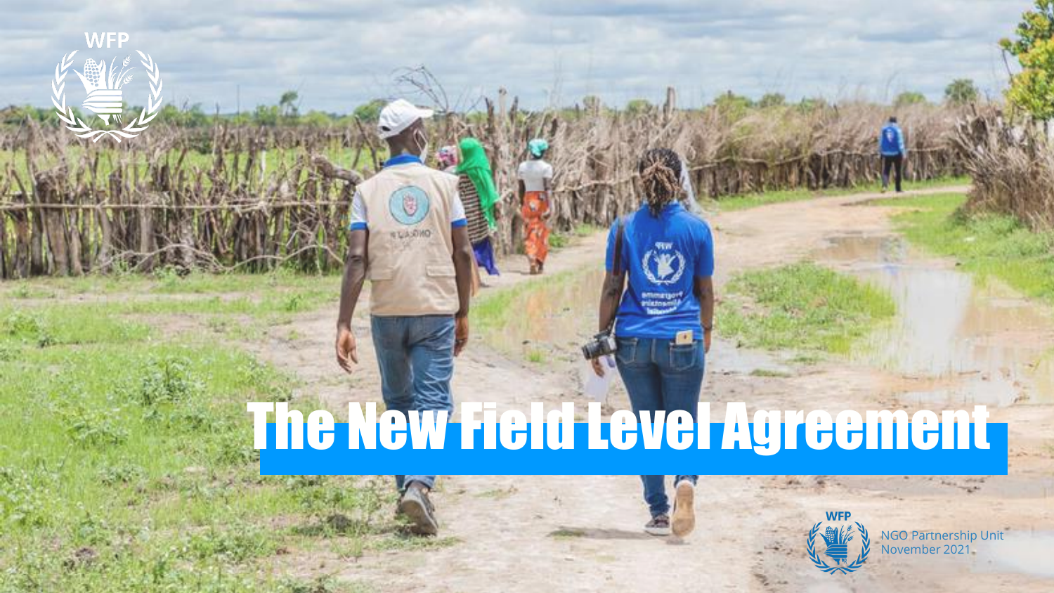WFP

# The New Field Level Agreement

WFP

NGO Partnership Unit
November 2021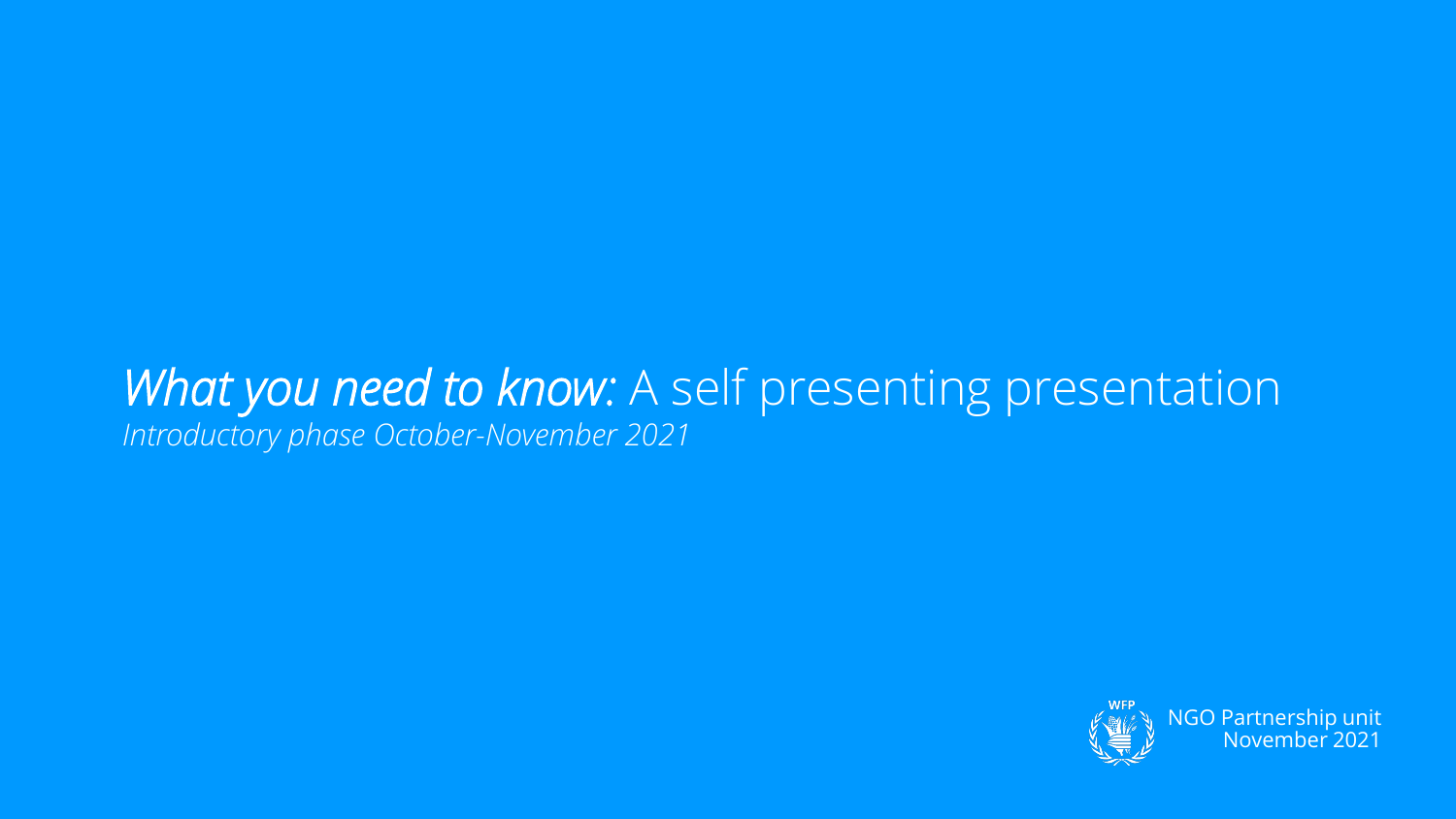# *What you need to know:* A self presenting presentation

*Introductory phase October-November 2021*

WFP

NGO Partnership unit
November 2021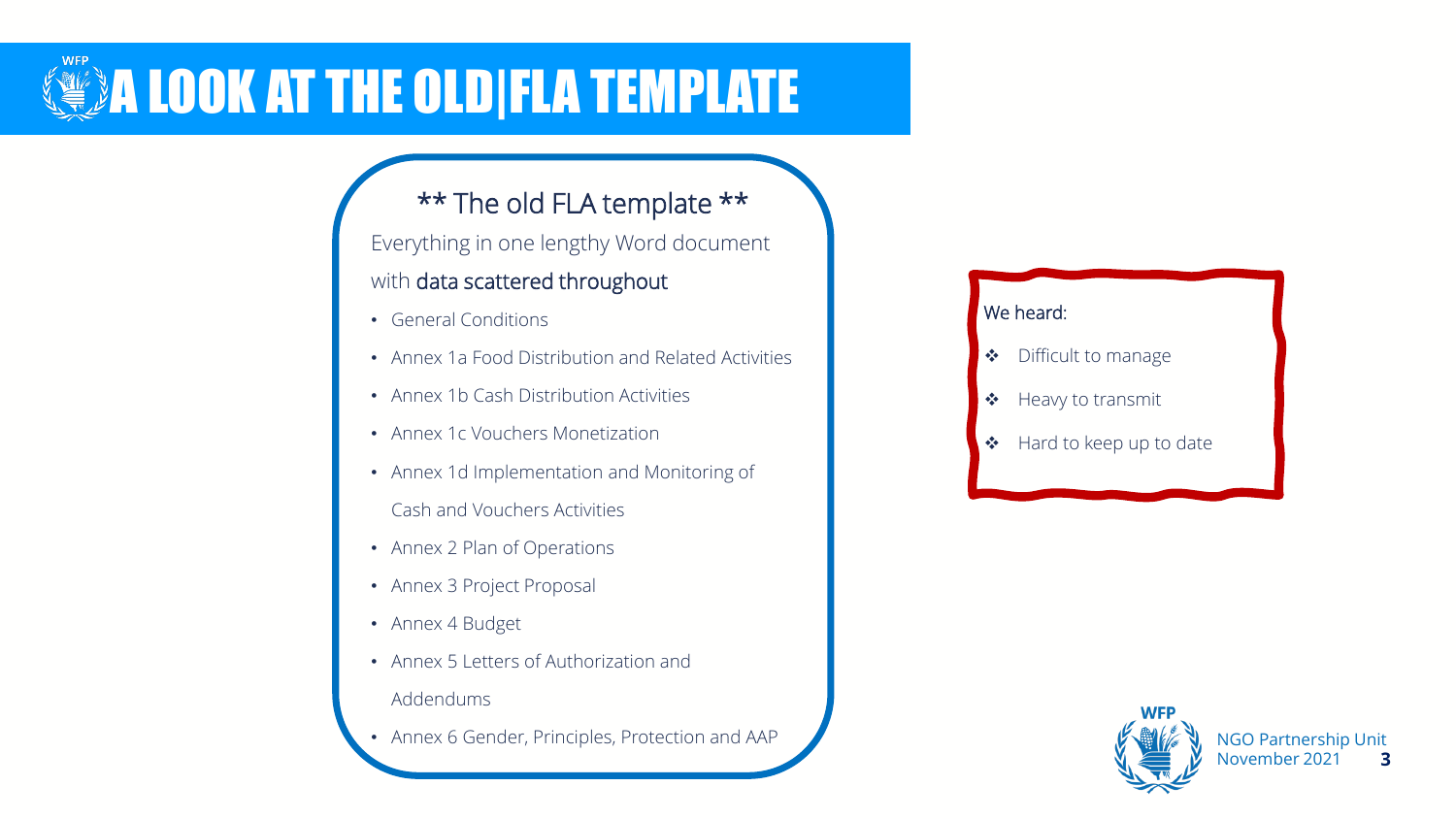# A LOOK AT THE OLD|FLA TEMPLATE

** The old FLA template **

Everything in one lengthy Word document with **data scattered throughout**

- General Conditions
- Annex 1a Food Distribution and Related Activities
- Annex 1b Cash Distribution Activities
- Annex 1c Vouchers Monetization
- Annex 1d Implementation and Monitoring of Cash and Vouchers Activities
- Annex 2 Plan of Operations
- Annex 3 Project Proposal
- Annex 4 Budget
- Annex 5 Letters of Authorization and Addendums
- Annex 6 Gender, Principles, Protection and AAP

We heard:

- Difficult to manage
- Heavy to transmit
- Hard to keep up to date

NGO Partnership Unit
November 2021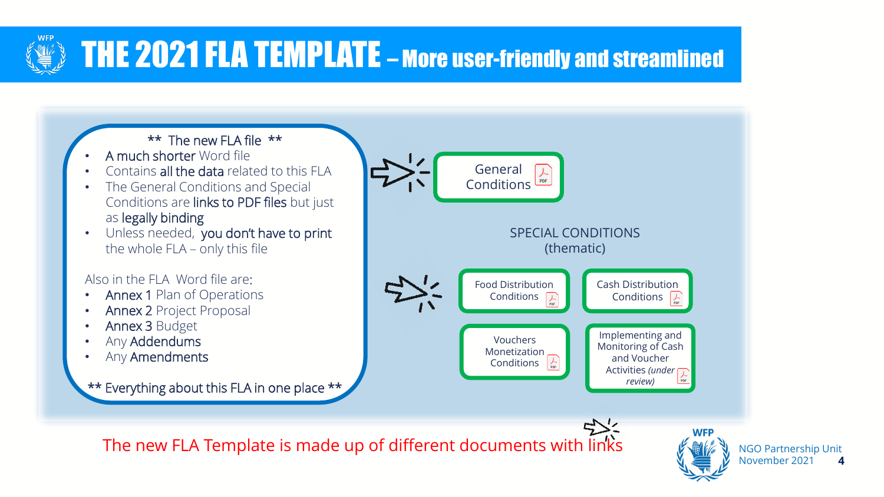# THE 2021 FLA TEMPLATE – More user-friendly and streamlined

**\*\* The new FLA file \*\***

- **A much shorter** Word file
- Contains **all the data** related to this FLA
- The General Conditions and Special Conditions are **links to PDF files** but just as **legally binding**
- Unless needed, **you don't have to print** the whole FLA – only this file

Also in the FLA Word file are:

- **Annex 1** Plan of Operations
- **Annex 2** Project Proposal
- **Annex 3** Budget
- Any **Addendums**
- Any **Amendments**

**\*\* Everything about this FLA in one place \*\***

General Conditions (PDF)

SPECIAL CONDITIONS (thematic)

- Food Distribution Conditions (PDF)
- Cash Distribution Conditions (PDF)
- Vouchers Monetization Conditions (PDF)
- Implementing and Monitoring of Cash and Voucher Activities *(under review)* (PDF)

The new FLA Template is made up of different documents with links

NGO Partnership Unit
November 2021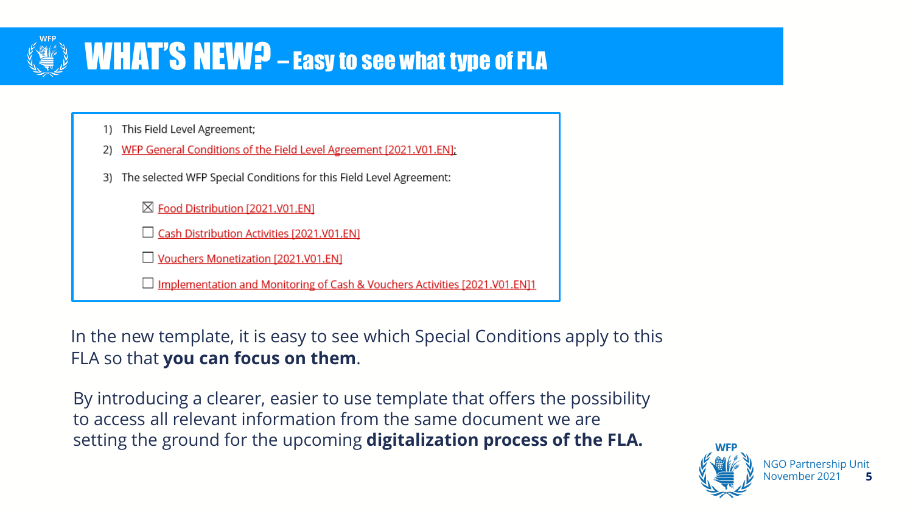# WHAT'S NEW? – Easy to see what type of FLA

1) This Field Level Agreement;
2) WFP General Conditions of the Field Level Agreement [2021.V01.EN];
3) The selected WFP Special Conditions for this Field Level Agreement:

   ☒ Food Distribution [2021.V01.EN]

   ☐ Cash Distribution Activities [2021.V01.EN]

   ☐ Vouchers Monetization [2021.V01.EN]

   ☐ Implementation and Monitoring of Cash & Vouchers Activities [2021.V01.EN]1

In the new template, it is easy to see which Special Conditions apply to this FLA so that **you can focus on them**.

By introducing a clearer, easier to use template that offers the possibility to access all relevant information from the same document we are setting the ground for the upcoming **digitalization process of the FLA.**

NGO Partnership Unit
November 2021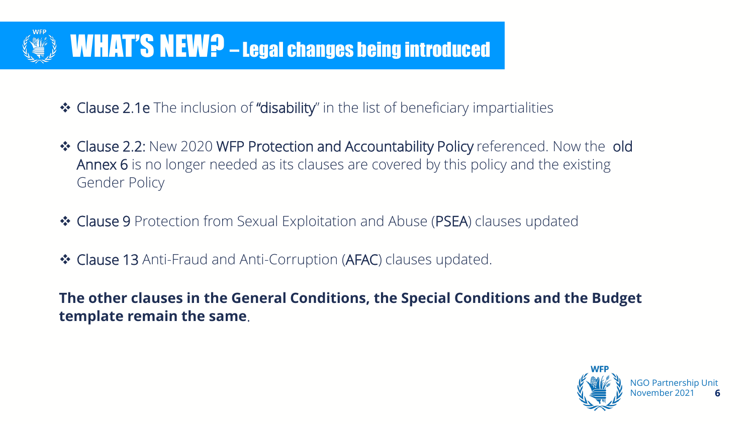# WHAT'S NEW? – Legal changes being introduced

- Clause 2.1e The inclusion of "disability" in the list of beneficiary impartialities
- Clause 2.2: New 2020 WFP Protection and Accountability Policy referenced. Now the old Annex 6 is no longer needed as its clauses are covered by this policy and the existing Gender Policy
- Clause 9 Protection from Sexual Exploitation and Abuse (PSEA) clauses updated
- Clause 13 Anti-Fraud and Anti-Corruption (AFAC) clauses updated.

**The other clauses in the General Conditions, the Special Conditions and the Budget template remain the same**.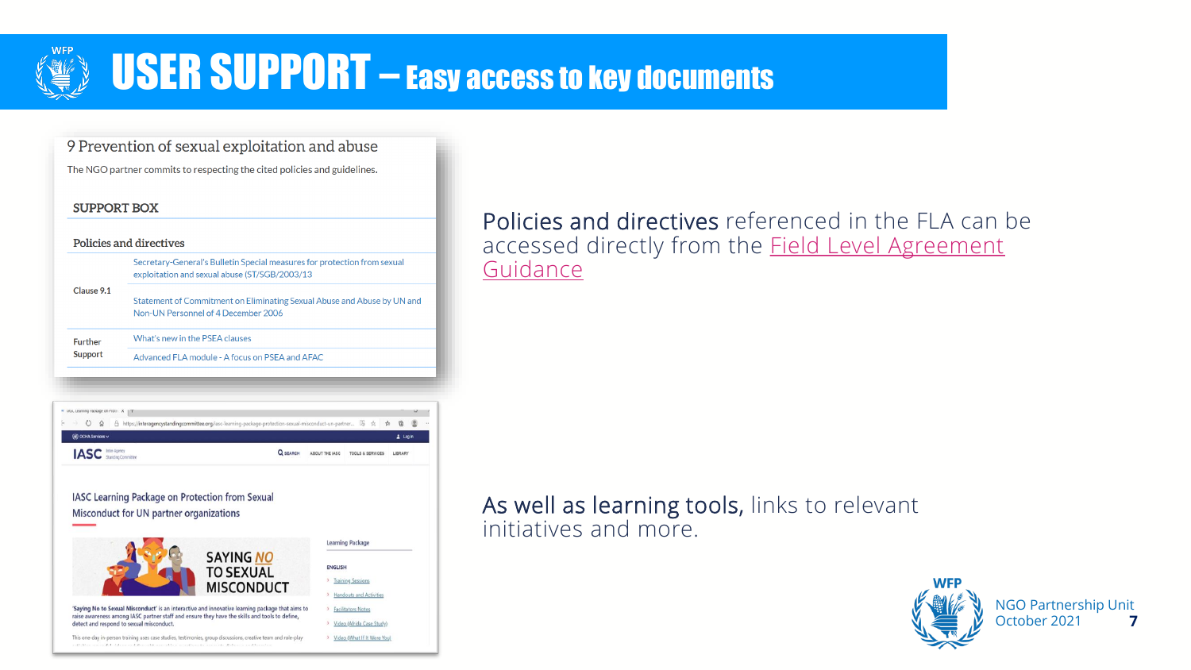# USER SUPPORT – Easy access to key documents

## 9 Prevention of sexual exploitation and abuse

The NGO partner commits to respecting the cited policies and guidelines.

### SUPPORT BOX

**Policies and directives**

| | |
|---|---|
| Clause 9.1 | Secretary-General's Bulletin Special measures for protection from sexual exploitation and sexual abuse (ST/SGB/2003/13 |
| | Statement of Commitment on Eliminating Sexual Abuse and Abuse by UN and Non-UN Personnel of 4 December 2006 |
| Further Support | What's new in the PSEA clauses |
| | Advanced FLA module - A focus on PSEA and AFAC |

**Policies and directives** referenced in the FLA can be accessed directly from the Field Level Agreement Guidance

IASC Learning Package on Protection from Sexual Misconduct for UN partner organizations

SAYING NO TO SEXUAL MISCONDUCT

'Saying No to Sexual Misconduct' is an interactive and innovative learning package that aims to raise awareness among IASC partner staff and ensure they have the skills and tools to define, detect and respond to sexual misconduct.

Learning Package

ENGLISH

- Training Sessions
- Handouts and Activities
- Facilitators Notes
- Video (Africa Case Study)
- Video (What If It Were You)

**As well as learning tools,** links to relevant initiatives and more.

NGO Partnership Unit
October 2021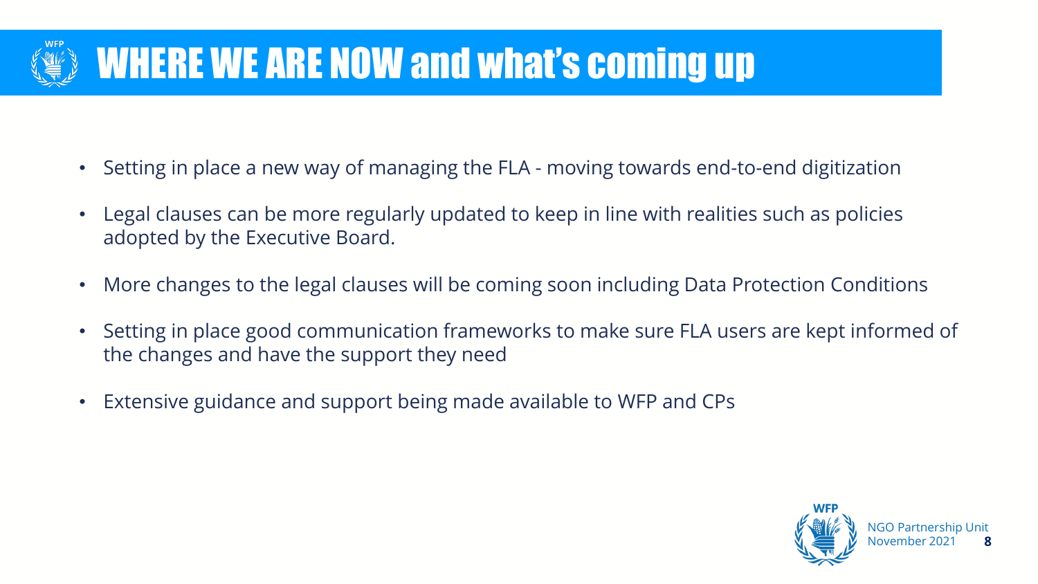# WHERE WE ARE NOW and what's coming up

- Setting in place a new way of managing the FLA - moving towards end-to-end digitization
- Legal clauses can be more regularly updated to keep in line with realities such as policies adopted by the Executive Board.
- More changes to the legal clauses will be coming soon including Data Protection Conditions
- Setting in place good communication frameworks to make sure FLA users are kept informed of the changes and have the support they need
- Extensive guidance and support being made available to WFP and CPs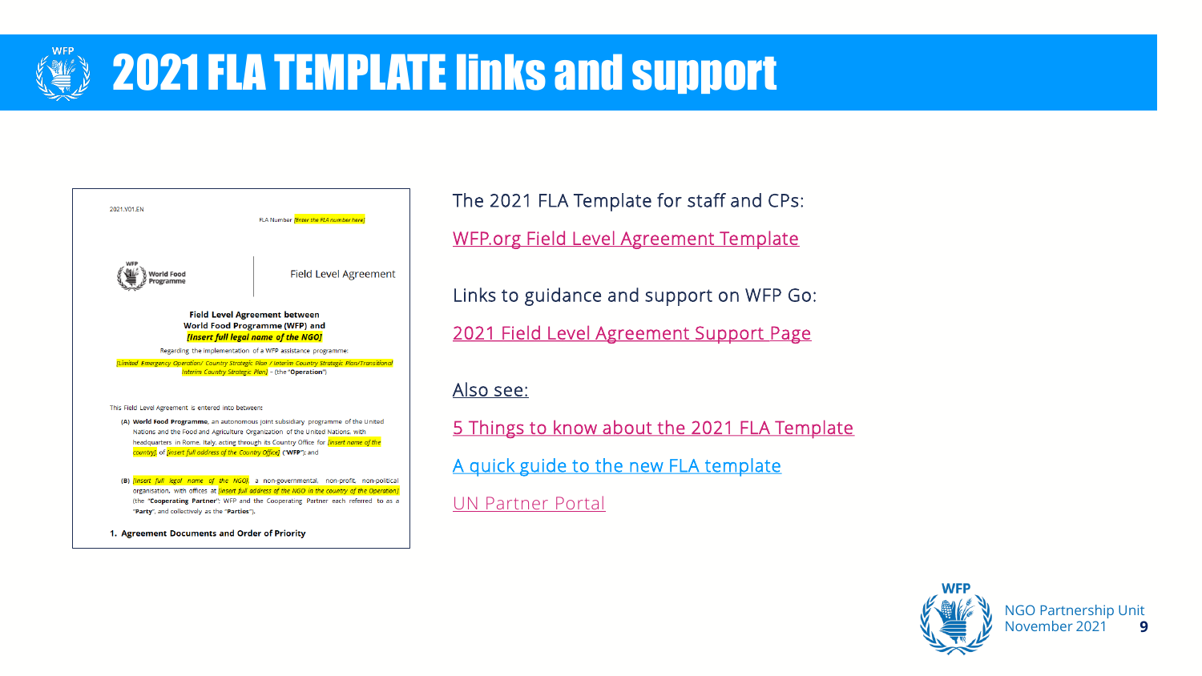# 2021 FLA TEMPLATE links and support

2021.V01.EN

FLA Number [Enter the FLA number here]

World Food Programme | Field Level Agreement

**Field Level Agreement between**
**World Food Programme (WFP) and**
***[Insert full legal name of the NGO]***

Regarding the implementation of a WFP assistance programme:

*[Limited Emergency Operation/ Country Strategic Plan / Interim Country Strategic Plan/Transitional Interim Country Strategic Plan]* – (the "**Operation**")

This Field Level Agreement is entered into between:

(A) **World Food Programme**, an autonomous joint subsidiary programme of the United Nations and the Food and Agriculture Organization of the United Nations, with headquarters in Rome, Italy, acting through its Country Office for *[insert name of the country]*, of *[insert full address of the Country Office]* ("**WFP**"); and

(B) *[insert full legal name of the NGO]*, a non-governmental, non-profit, non-political organisation, with offices at *[insert full address of the NGO in the country of the Operation]* (the "**Cooperating Partner**"; WFP and the Cooperating Partner each referred to as a "**Party**", and collectively as the "**Parties**").

**1. Agreement Documents and Order of Priority**

The 2021 FLA Template for staff and CPs:

WFP.org Field Level Agreement Template

Links to guidance and support on WFP Go:

2021 Field Level Agreement Support Page

Also see:

5 Things to know about the 2021 FLA Template

A quick guide to the new FLA template

UN Partner Portal

NGO Partnership Unit
November 2021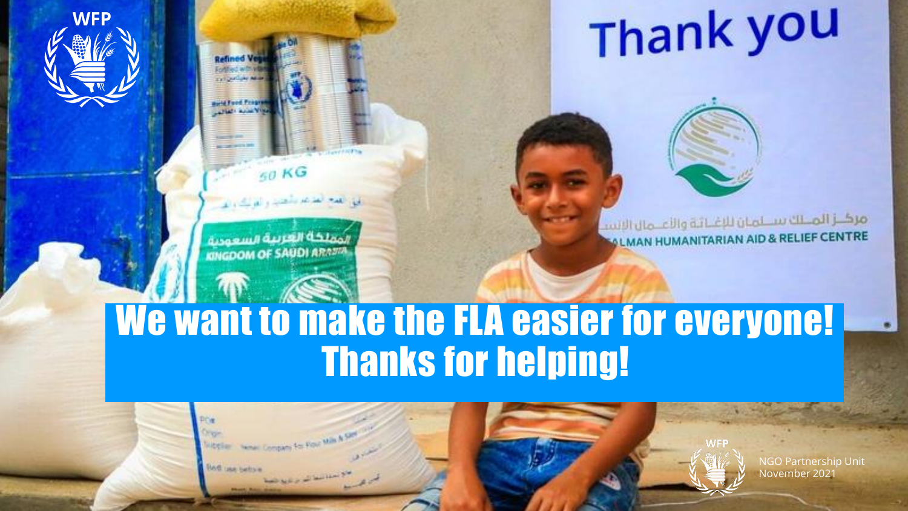We want to make the FLA easier for everyone! Thanks for helping!

NGO Partnership Unit
November 2021